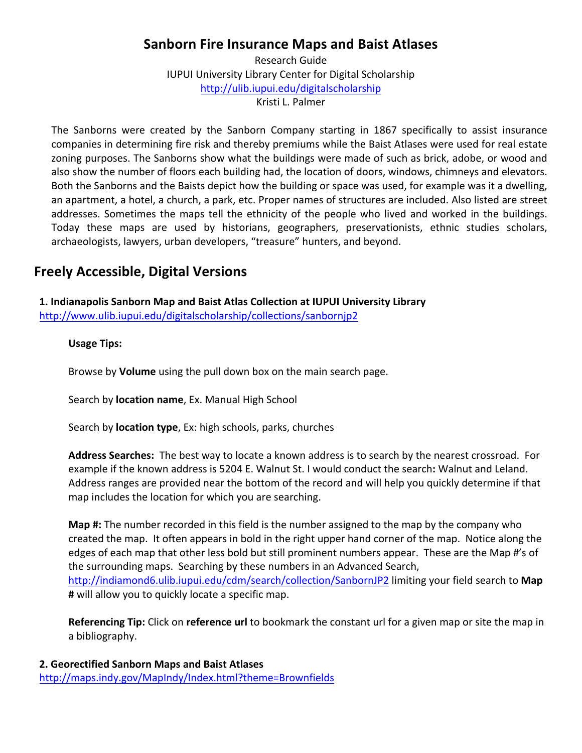# Sanborn Fire Insurance Maps and Baist Atlases

Research Guide
IUPUI University Library Center for Digital Scholarship
http://ulib.iupui.edu/digitalscholarship
Kristi L. Palmer

The Sanborns were created by the Sanborn Company starting in 1867 specifically to assist insurance companies in determining fire risk and thereby premiums while the Baist Atlases were used for real estate zoning purposes. The Sanborns show what the buildings were made of such as brick, adobe, or wood and also show the number of floors each building had, the location of doors, windows, chimneys and elevators. Both the Sanborns and the Baists depict how the building or space was used, for example was it a dwelling, an apartment, a hotel, a church, a park, etc. Proper names of structures are included. Also listed are street addresses. Sometimes the maps tell the ethnicity of the people who lived and worked in the buildings. Today these maps are used by historians, geographers, preservationists, ethnic studies scholars, archaeologists, lawyers, urban developers, "treasure" hunters, and beyond.

## Freely Accessible, Digital Versions

**1. Indianapolis Sanborn Map and Baist Atlas Collection at IUPUI University Library**
http://www.ulib.iupui.edu/digitalscholarship/collections/sanbornjp2

**Usage Tips:**

Browse by **Volume** using the pull down box on the main search page.

Search by **location name**, Ex. Manual High School

Search by **location type**, Ex: high schools, parks, churches

**Address Searches:** The best way to locate a known address is to search by the nearest crossroad. For example if the known address is 5204 E. Walnut St. I would conduct the search**:** Walnut and Leland. Address ranges are provided near the bottom of the record and will help you quickly determine if that map includes the location for which you are searching.

**Map #:** The number recorded in this field is the number assigned to the map by the company who created the map. It often appears in bold in the right upper hand corner of the map. Notice along the edges of each map that other less bold but still prominent numbers appear. These are the Map #'s of the surrounding maps. Searching by these numbers in an Advanced Search, http://indiamond6.ulib.iupui.edu/cdm/search/collection/SanbornJP2 limiting your field search to **Map #** will allow you to quickly locate a specific map.

**Referencing Tip:** Click on **reference url** to bookmark the constant url for a given map or site the map in a bibliography.

**2. Georectified Sanborn Maps and Baist Atlases**
http://maps.indy.gov/MapIndy/Index.html?theme=Brownfields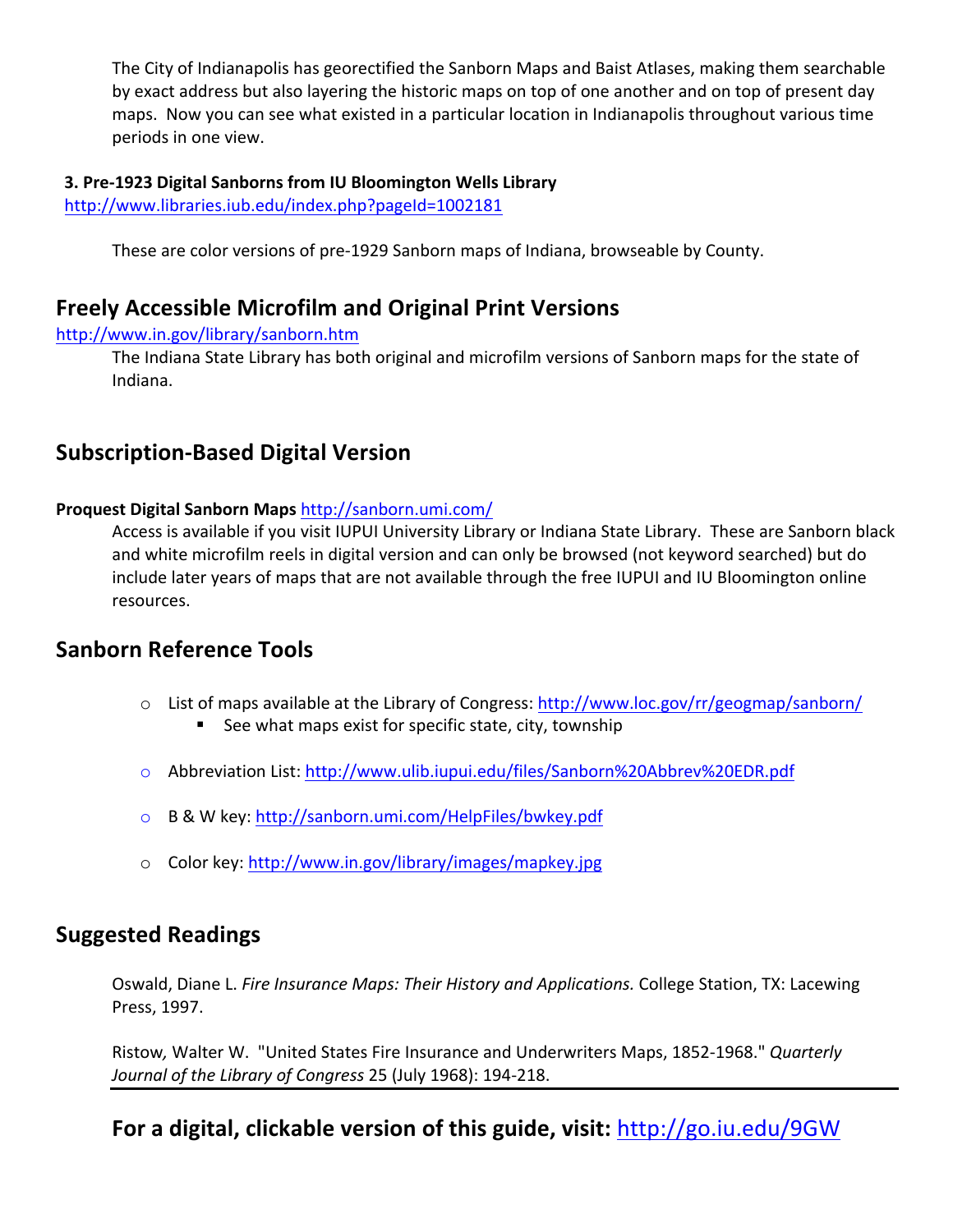The City of Indianapolis has georectified the Sanborn Maps and Baist Atlases, making them searchable by exact address but also layering the historic maps on top of one another and on top of present day maps. Now you can see what existed in a particular location in Indianapolis throughout various time periods in one view.

**3. Pre-1923 Digital Sanborns from IU Bloomington Wells Library**
http://www.libraries.iub.edu/index.php?pageId=1002181

These are color versions of pre-1929 Sanborn maps of Indiana, browseable by County.

## Freely Accessible Microfilm and Original Print Versions

http://www.in.gov/library/sanborn.htm

The Indiana State Library has both original and microfilm versions of Sanborn maps for the state of Indiana.

## Subscription-Based Digital Version

**Proquest Digital Sanborn Maps** http://sanborn.umi.com/

Access is available if you visit IUPUI University Library or Indiana State Library. These are Sanborn black and white microfilm reels in digital version and can only be browsed (not keyword searched) but do include later years of maps that are not available through the free IUPUI and IU Bloomington online resources.

## Sanborn Reference Tools

- List of maps available at the Library of Congress: http://www.loc.gov/rr/geogmap/sanborn/
  - See what maps exist for specific state, city, township
- Abbreviation List: http://www.ulib.iupui.edu/files/Sanborn%20Abbrev%20EDR.pdf
- B & W key: http://sanborn.umi.com/HelpFiles/bwkey.pdf
- Color key: http://www.in.gov/library/images/mapkey.jpg

## Suggested Readings

Oswald, Diane L. *Fire Insurance Maps: Their History and Applications.* College Station, TX: Lacewing Press, 1997.

Ristow, Walter W. "United States Fire Insurance and Underwriters Maps, 1852-1968." *Quarterly Journal of the Library of Congress* 25 (July 1968): 194-218.

---

**For a digital, clickable version of this guide, visit:** http://go.iu.edu/9GW